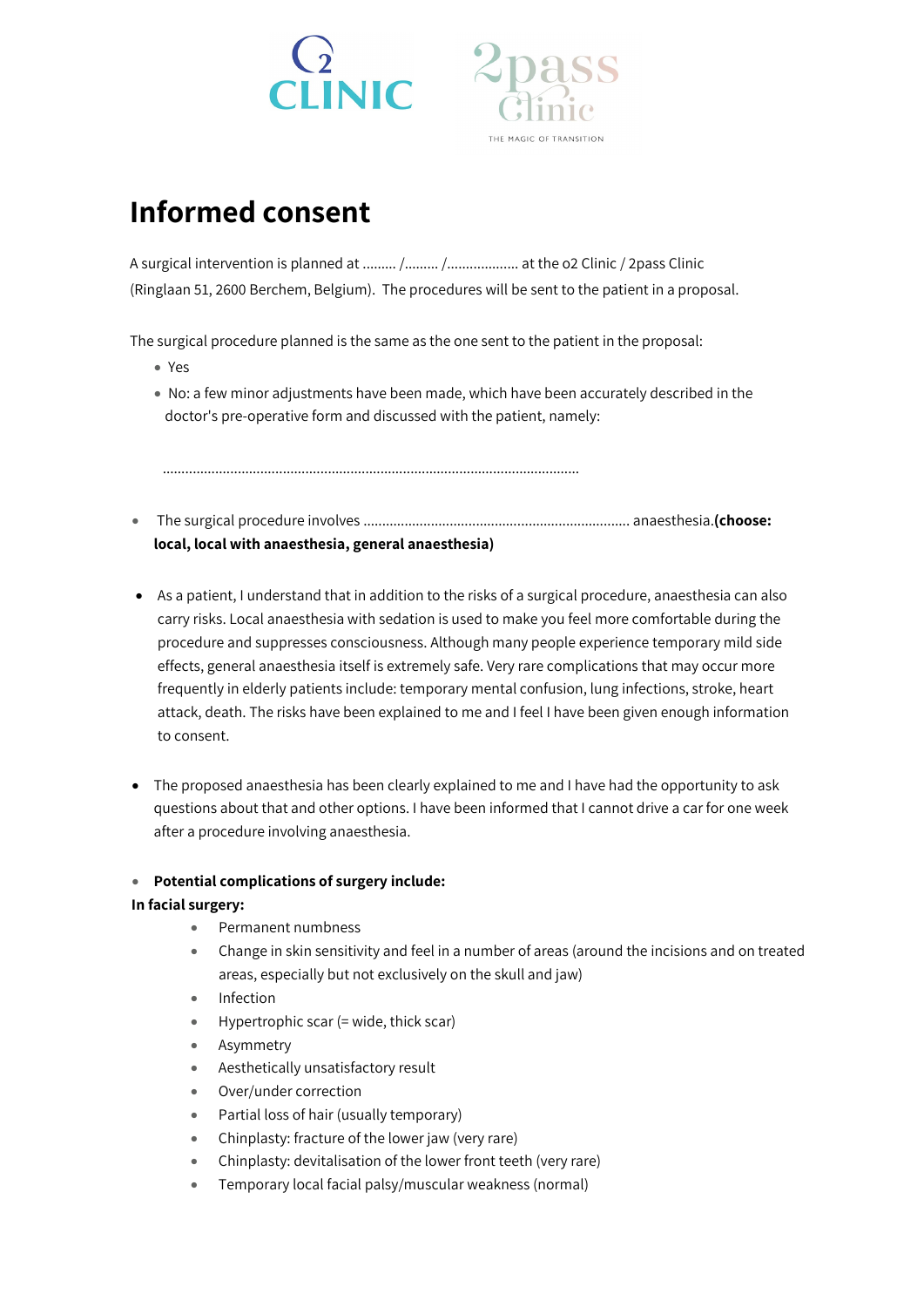# Informed consent

A surgical intervention is planned at ......... /......... /.................. at the o2 Clinic / 2pass Clinic (Ringlaan 51, 2600 Berchem, Belgium). The procedures will be sent to the patient in a proposal.

The surgical procedure planned is the same as the one sent to the patient in the proposal:

- Yes
- No: a few minor adjustments have been made, which have been accurately described in the doctor's pre-operative form and discussed with the patient, namely:

.............................................................................................................

- The surgical procedure involves ...................................................................... anaesthesia.**(choose: local, local with anaesthesia, general anaesthesia)**

- As a patient, I understand that in addition to the risks of a surgical procedure, anaesthesia can also carry risks. Local anaesthesia with sedation is used to make you feel more comfortable during the procedure and suppresses consciousness. Although many people experience temporary mild side effects, general anaesthesia itself is extremely safe. Very rare complications that may occur more frequently in elderly patients include: temporary mental confusion, lung infections, stroke, heart attack, death. The risks have been explained to me and I feel I have been given enough information to consent.

- The proposed anaesthesia has been clearly explained to me and I have had the opportunity to ask questions about that and other options. I have been informed that I cannot drive a car for one week after a procedure involving anaesthesia.

- **Potential complications of surgery include:**

**In facial surgery:**

- Permanent numbness
- Change in skin sensitivity and feel in a number of areas (around the incisions and on treated areas, especially but not exclusively on the skull and jaw)
- Infection
- Hypertrophic scar (= wide, thick scar)
- Asymmetry
- Aesthetically unsatisfactory result
- Over/under correction
- Partial loss of hair (usually temporary)
- Chinplasty: fracture of the lower jaw (very rare)
- Chinplasty: devitalisation of the lower front teeth (very rare)
- Temporary local facial palsy/muscular weakness (normal)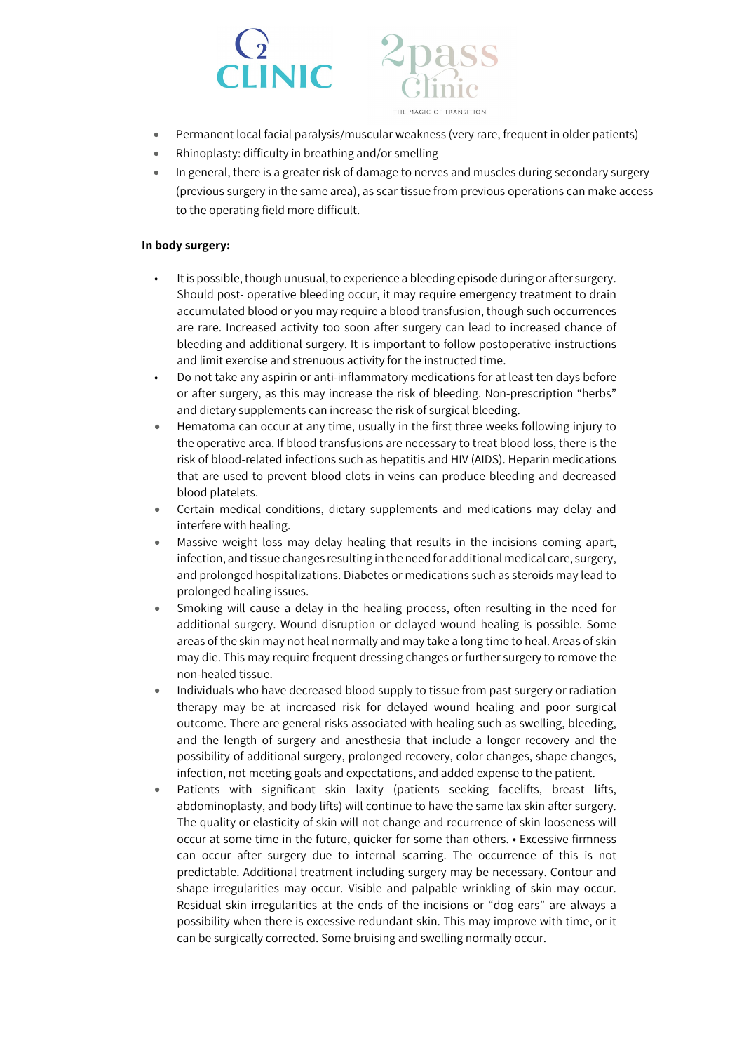- Permanent local facial paralysis/muscular weakness (very rare, frequent in older patients)
- Rhinoplasty: difficulty in breathing and/or smelling
- In general, there is a greater risk of damage to nerves and muscles during secondary surgery (previous surgery in the same area), as scar tissue from previous operations can make access to the operating field more difficult.

**In body surgery:**

- It is possible, though unusual, to experience a bleeding episode during or after surgery. Should post- operative bleeding occur, it may require emergency treatment to drain accumulated blood or you may require a blood transfusion, though such occurrences are rare. Increased activity too soon after surgery can lead to increased chance of bleeding and additional surgery. It is important to follow postoperative instructions and limit exercise and strenuous activity for the instructed time.
- Do not take any aspirin or anti-inflammatory medications for at least ten days before or after surgery, as this may increase the risk of bleeding. Non-prescription "herbs" and dietary supplements can increase the risk of surgical bleeding.
- Hematoma can occur at any time, usually in the first three weeks following injury to the operative area. If blood transfusions are necessary to treat blood loss, there is the risk of blood-related infections such as hepatitis and HIV (AIDS). Heparin medications that are used to prevent blood clots in veins can produce bleeding and decreased blood platelets.
- Certain medical conditions, dietary supplements and medications may delay and interfere with healing.
- Massive weight loss may delay healing that results in the incisions coming apart, infection, and tissue changes resulting in the need for additional medical care, surgery, and prolonged hospitalizations. Diabetes or medications such as steroids may lead to prolonged healing issues.
- Smoking will cause a delay in the healing process, often resulting in the need for additional surgery. Wound disruption or delayed wound healing is possible. Some areas of the skin may not heal normally and may take a long time to heal. Areas of skin may die. This may require frequent dressing changes or further surgery to remove the non-healed tissue.
- Individuals who have decreased blood supply to tissue from past surgery or radiation therapy may be at increased risk for delayed wound healing and poor surgical outcome. There are general risks associated with healing such as swelling, bleeding, and the length of surgery and anesthesia that include a longer recovery and the possibility of additional surgery, prolonged recovery, color changes, shape changes, infection, not meeting goals and expectations, and added expense to the patient.
- Patients with significant skin laxity (patients seeking facelifts, breast lifts, abdominoplasty, and body lifts) will continue to have the same lax skin after surgery. The quality or elasticity of skin will not change and recurrence of skin looseness will occur at some time in the future, quicker for some than others. • Excessive firmness can occur after surgery due to internal scarring. The occurrence of this is not predictable. Additional treatment including surgery may be necessary. Contour and shape irregularities may occur. Visible and palpable wrinkling of skin may occur. Residual skin irregularities at the ends of the incisions or "dog ears" are always a possibility when there is excessive redundant skin. This may improve with time, or it can be surgically corrected. Some bruising and swelling normally occur.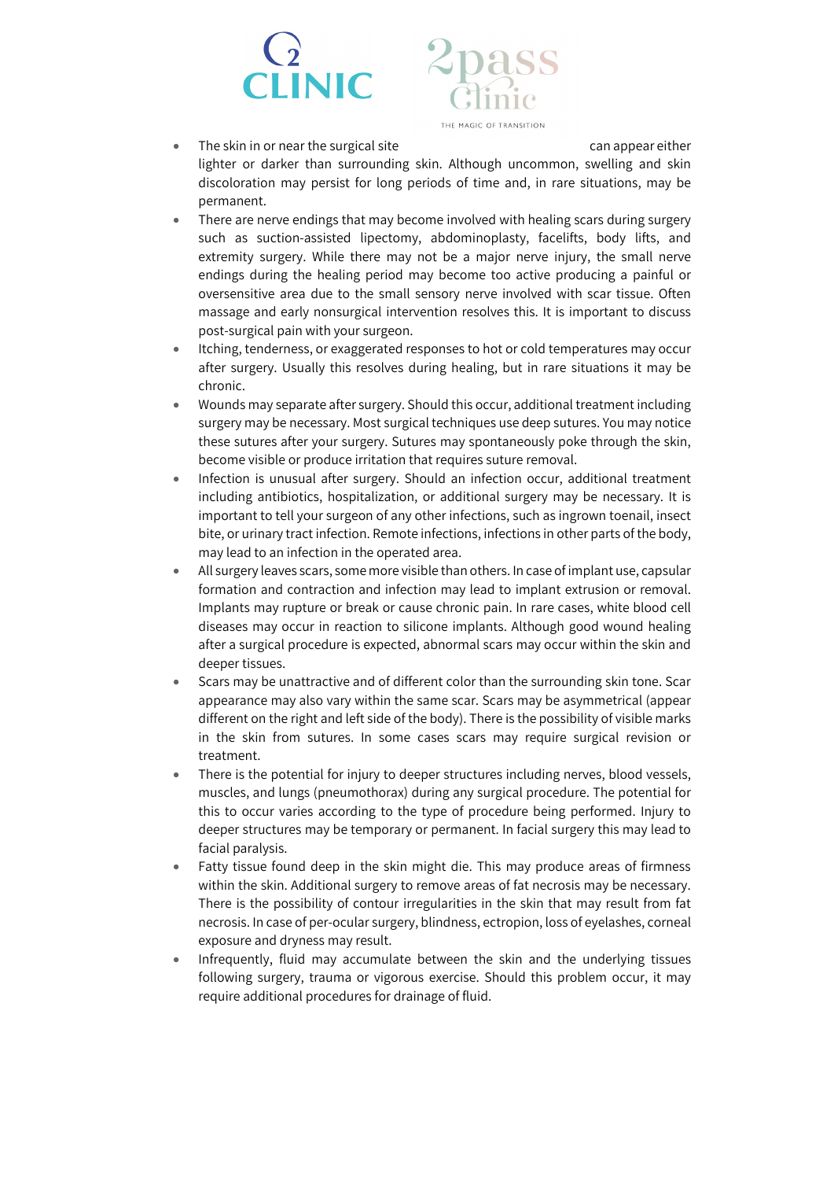- The skin in or near the surgical site can appear either lighter or darker than surrounding skin. Although uncommon, swelling and skin discoloration may persist for long periods of time and, in rare situations, may be permanent.
- There are nerve endings that may become involved with healing scars during surgery such as suction-assisted lipectomy, abdominoplasty, facelifts, body lifts, and extremity surgery. While there may not be a major nerve injury, the small nerve endings during the healing period may become too active producing a painful or oversensitive area due to the small sensory nerve involved with scar tissue. Often massage and early nonsurgical intervention resolves this. It is important to discuss post-surgical pain with your surgeon.
- Itching, tenderness, or exaggerated responses to hot or cold temperatures may occur after surgery. Usually this resolves during healing, but in rare situations it may be chronic.
- Wounds may separate after surgery. Should this occur, additional treatment including surgery may be necessary. Most surgical techniques use deep sutures. You may notice these sutures after your surgery. Sutures may spontaneously poke through the skin, become visible or produce irritation that requires suture removal.
- Infection is unusual after surgery. Should an infection occur, additional treatment including antibiotics, hospitalization, or additional surgery may be necessary. It is important to tell your surgeon of any other infections, such as ingrown toenail, insect bite, or urinary tract infection. Remote infections, infections in other parts of the body, may lead to an infection in the operated area.
- All surgery leaves scars, some more visible than others. In case of implant use, capsular formation and contraction and infection may lead to implant extrusion or removal. Implants may rupture or break or cause chronic pain. In rare cases, white blood cell diseases may occur in reaction to silicone implants. Although good wound healing after a surgical procedure is expected, abnormal scars may occur within the skin and deeper tissues.
- Scars may be unattractive and of different color than the surrounding skin tone. Scar appearance may also vary within the same scar. Scars may be asymmetrical (appear different on the right and left side of the body). There is the possibility of visible marks in the skin from sutures. In some cases scars may require surgical revision or treatment.
- There is the potential for injury to deeper structures including nerves, blood vessels, muscles, and lungs (pneumothorax) during any surgical procedure. The potential for this to occur varies according to the type of procedure being performed. Injury to deeper structures may be temporary or permanent. In facial surgery this may lead to facial paralysis.
- Fatty tissue found deep in the skin might die. This may produce areas of firmness within the skin. Additional surgery to remove areas of fat necrosis may be necessary. There is the possibility of contour irregularities in the skin that may result from fat necrosis. In case of per-ocular surgery, blindness, ectropion, loss of eyelashes, corneal exposure and dryness may result.
- Infrequently, fluid may accumulate between the skin and the underlying tissues following surgery, trauma or vigorous exercise. Should this problem occur, it may require additional procedures for drainage of fluid.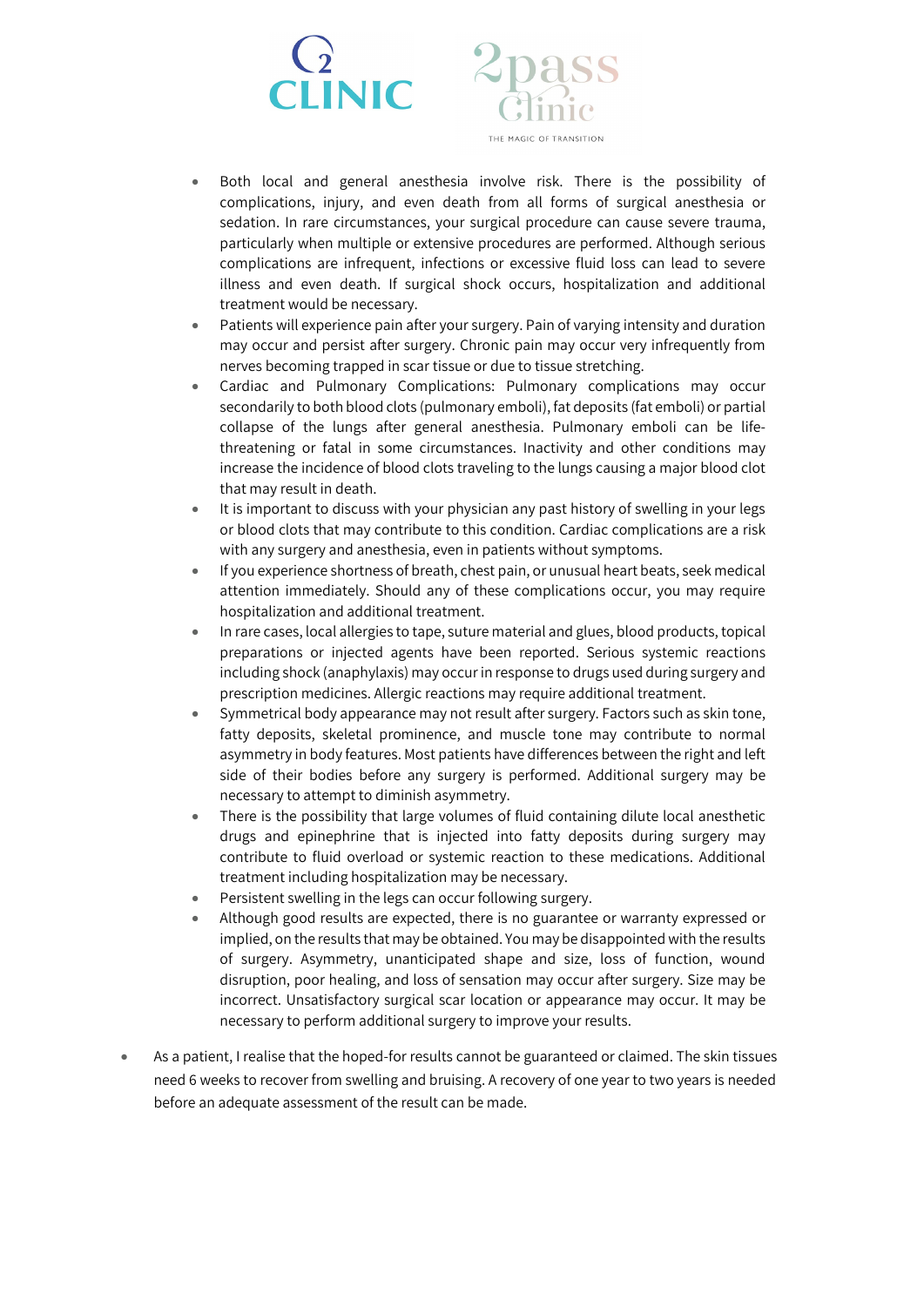- Both local and general anesthesia involve risk. There is the possibility of complications, injury, and even death from all forms of surgical anesthesia or sedation. In rare circumstances, your surgical procedure can cause severe trauma, particularly when multiple or extensive procedures are performed. Although serious complications are infrequent, infections or excessive fluid loss can lead to severe illness and even death. If surgical shock occurs, hospitalization and additional treatment would be necessary.
- Patients will experience pain after your surgery. Pain of varying intensity and duration may occur and persist after surgery. Chronic pain may occur very infrequently from nerves becoming trapped in scar tissue or due to tissue stretching.
- Cardiac and Pulmonary Complications: Pulmonary complications may occur secondarily to both blood clots (pulmonary emboli), fat deposits (fat emboli) or partial collapse of the lungs after general anesthesia. Pulmonary emboli can be life-threatening or fatal in some circumstances. Inactivity and other conditions may increase the incidence of blood clots traveling to the lungs causing a major blood clot that may result in death.
- It is important to discuss with your physician any past history of swelling in your legs or blood clots that may contribute to this condition. Cardiac complications are a risk with any surgery and anesthesia, even in patients without symptoms.
- If you experience shortness of breath, chest pain, or unusual heart beats, seek medical attention immediately. Should any of these complications occur, you may require hospitalization and additional treatment.
- In rare cases, local allergies to tape, suture material and glues, blood products, topical preparations or injected agents have been reported. Serious systemic reactions including shock (anaphylaxis) may occur in response to drugs used during surgery and prescription medicines. Allergic reactions may require additional treatment.
- Symmetrical body appearance may not result after surgery. Factors such as skin tone, fatty deposits, skeletal prominence, and muscle tone may contribute to normal asymmetry in body features. Most patients have differences between the right and left side of their bodies before any surgery is performed. Additional surgery may be necessary to attempt to diminish asymmetry.
- There is the possibility that large volumes of fluid containing dilute local anesthetic drugs and epinephrine that is injected into fatty deposits during surgery may contribute to fluid overload or systemic reaction to these medications. Additional treatment including hospitalization may be necessary.
- Persistent swelling in the legs can occur following surgery.
- Although good results are expected, there is no guarantee or warranty expressed or implied, on the results that may be obtained. You may be disappointed with the results of surgery. Asymmetry, unanticipated shape and size, loss of function, wound disruption, poor healing, and loss of sensation may occur after surgery. Size may be incorrect. Unsatisfactory surgical scar location or appearance may occur. It may be necessary to perform additional surgery to improve your results.

- As a patient, I realise that the hoped-for results cannot be guaranteed or claimed. The skin tissues need 6 weeks to recover from swelling and bruising. A recovery of one year to two years is needed before an adequate assessment of the result can be made.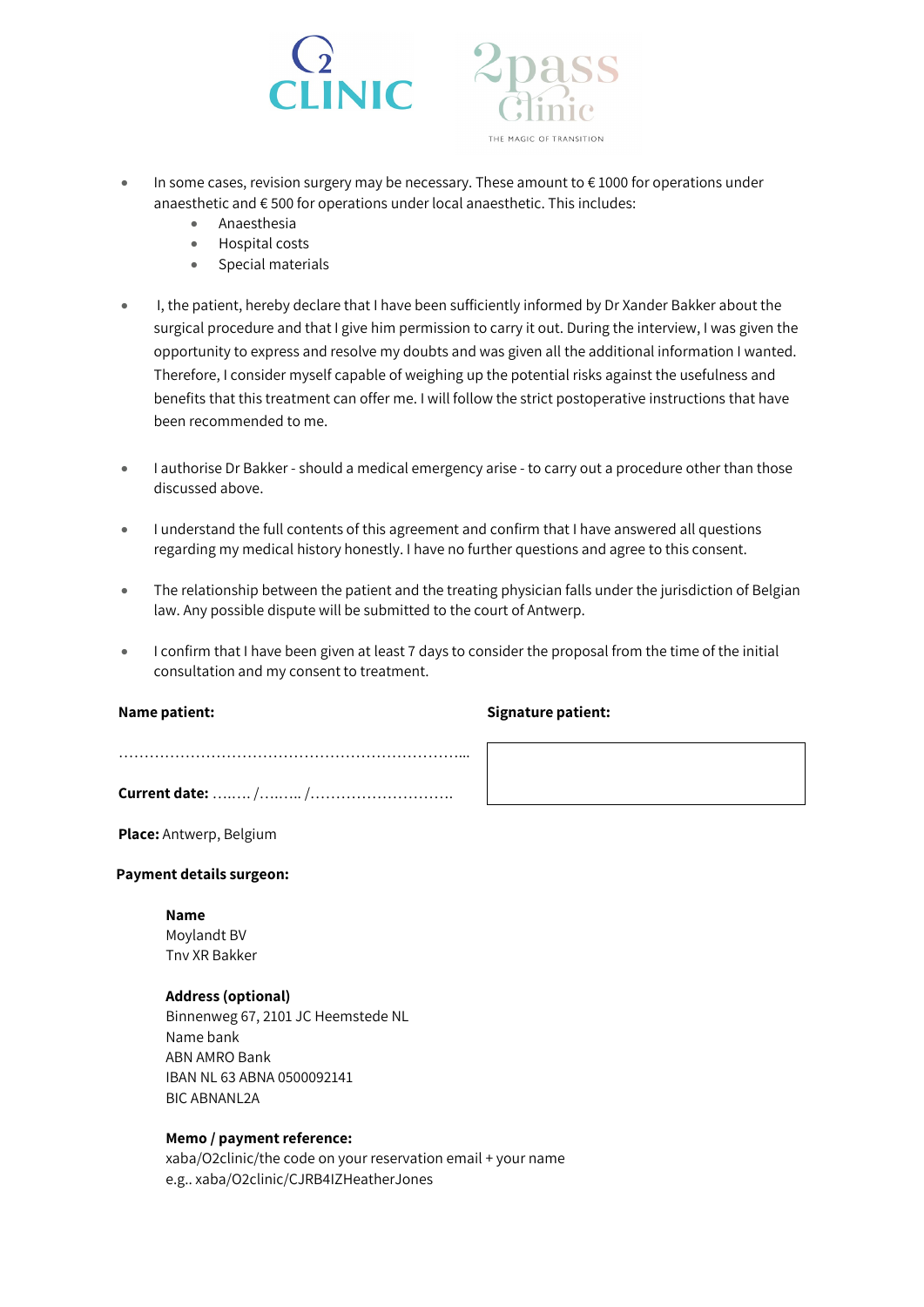- In some cases, revision surgery may be necessary. These amount to € 1000 for operations under anaesthetic and € 500 for operations under local anaesthetic. This includes:
    - Anaesthesia
    - Hospital costs
    - Special materials

- I, the patient, hereby declare that I have been sufficiently informed by Dr Xander Bakker about the surgical procedure and that I give him permission to carry it out. During the interview, I was given the opportunity to express and resolve my doubts and was given all the additional information I wanted. Therefore, I consider myself capable of weighing up the potential risks against the usefulness and benefits that this treatment can offer me. I will follow the strict postoperative instructions that have been recommended to me.

- I authorise Dr Bakker - should a medical emergency arise - to carry out a procedure other than those discussed above.

- I understand the full contents of this agreement and confirm that I have answered all questions regarding my medical history honestly. I have no further questions and agree to this consent.

- The relationship between the patient and the treating physician falls under the jurisdiction of Belgian law. Any possible dispute will be submitted to the court of Antwerp.

- I confirm that I have been given at least 7 days to consider the proposal from the time of the initial consultation and my consent to treatment.

**Name patient:**

…………………………………………………………….....

**Signature patient:**

**Current date:** …..…. /….….. /……………………….

**Place:** Antwerp, Belgium

**Payment details surgeon:**

**Name**
Moylandt BV
Tnv XR Bakker

**Address (optional)**
Binnenweg 67, 2101 JC Heemstede NL
Name bank
ABN AMRO Bank
IBAN NL 63 ABNA 0500092141
BIC ABNANL2A

**Memo / payment reference:**
xaba/O2clinic/the code on your reservation email + your name
e.g.. xaba/O2clinic/CJRB4IZHeatherJones